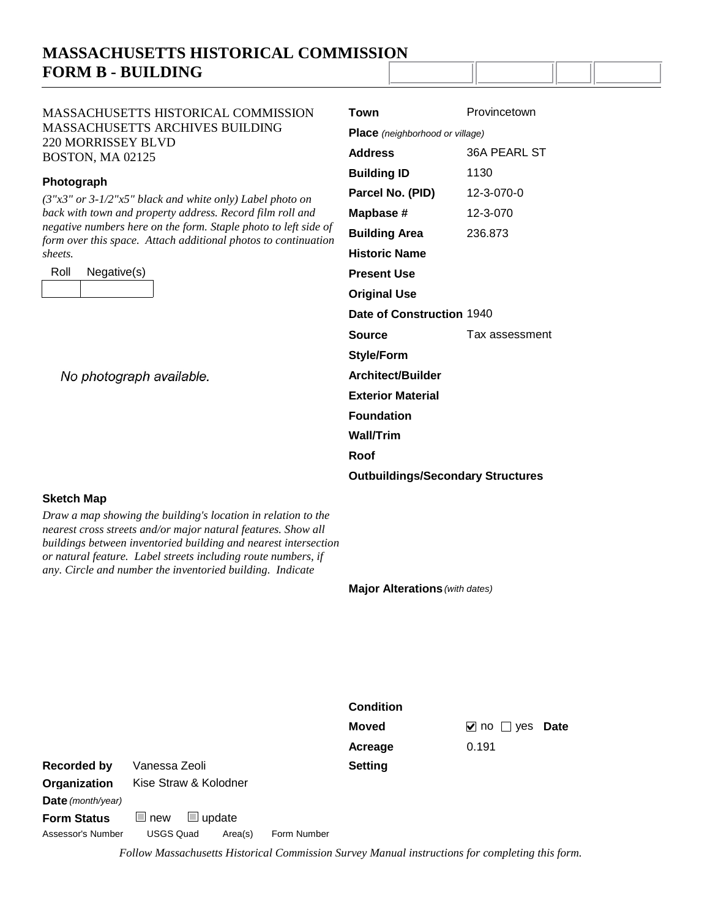# MASSACHUSETTS HISTORICAL COMMISSION
## FORM B - BUILDING

MASSACHUSETTS HISTORICAL COMMISSION
MASSACHUSETTS ARCHIVES BUILDING
220 MORRISSEY BLVD
BOSTON, MA 02125

**Photograph**

*(3"x3" or 3-1/2"x5" black and white only) Label photo on back with town and property address. Record film roll and negative numbers here on the form. Staple photo to left side of form over this space. Attach additional photos to continuation sheets.*

| Roll | Negative(s) |
|---|---|
| | |

*No photograph available.*

| | |
|---|---|
| **Town** | Provincetown |
| **Place** *(neighborhood or village)* | |
| **Address** | 36A PEARL ST |
| **Building ID** | 1130 |
| **Parcel No. (PID)** | 12-3-070-0 |
| **Mapbase #** | 12-3-070 |
| **Building Area** | 236.873 |
| **Historic Name** | |
| **Present Use** | |
| **Original Use** | |
| **Date of Construction** | 1940 |
| **Source** | Tax assessment |
| **Style/Form** | |
| **Architect/Builder** | |
| **Exterior Material** | |
| **Foundation** | |
| **Wall/Trim** | |
| **Roof** | |
| **Outbuildings/Secondary Structures** | |

**Sketch Map**

*Draw a map showing the building's location in relation to the nearest cross streets and/or major natural features. Show all buildings between inventoried building and nearest intersection or natural feature. Label streets including route numbers, if any. Circle and number the inventoried building. Indicate*

**Major Alterations** *(with dates)*

| | |
|---|---|
| **Condition** | |
| **Moved** | ☑ no ☐ yes **Date** |
| **Acreage** | 0.191 |
| **Setting** | |

**Recorded by** Vanessa Zeoli

**Organization** Kise Straw & Kolodner

**Date** *(month/year)*

**Form Status** ☐ new ☐ update

| Assessor's Number | USGS Quad | Area(s) | Form Number |
|---|---|---|---|
| | | | |

*Follow Massachusetts Historical Commission Survey Manual instructions for completing this form.*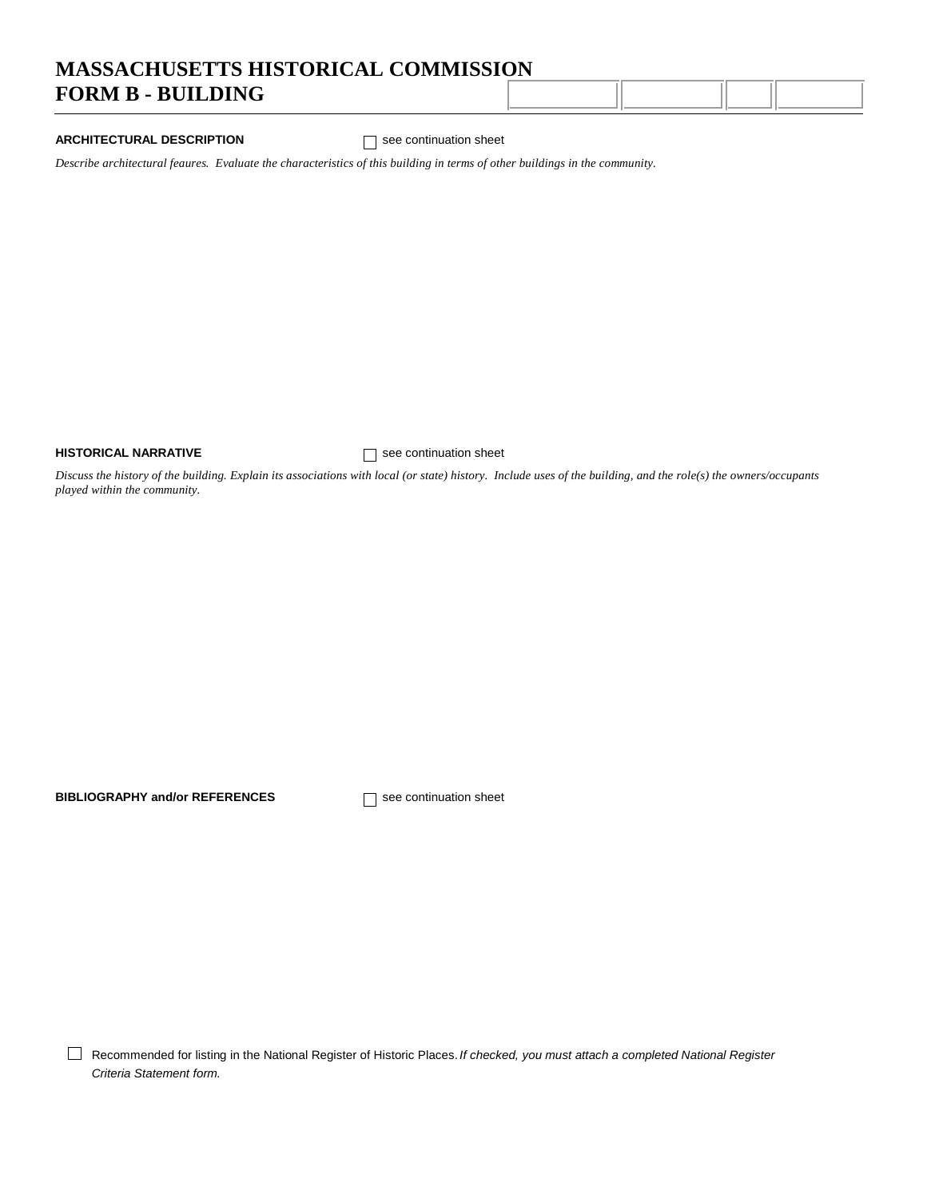# MASSACHUSETTS HISTORICAL COMMISSION
# FORM B - BUILDING

**ARCHITECTURAL DESCRIPTION** ☐ see continuation sheet

*Describe architectural feaures. Evaluate the characteristics of this building in terms of other buildings in the community.*

**HISTORICAL NARRATIVE** ☐ see continuation sheet

*Discuss the history of the building. Explain its associations with local (or state) history. Include uses of the building, and the role(s) the owners/occupants played within the community.*

**BIBLIOGRAPHY and/or REFERENCES** ☐ see continuation sheet

☐ Recommended for listing in the National Register of Historic Places. *If checked, you must attach a completed National Register Criteria Statement form.*